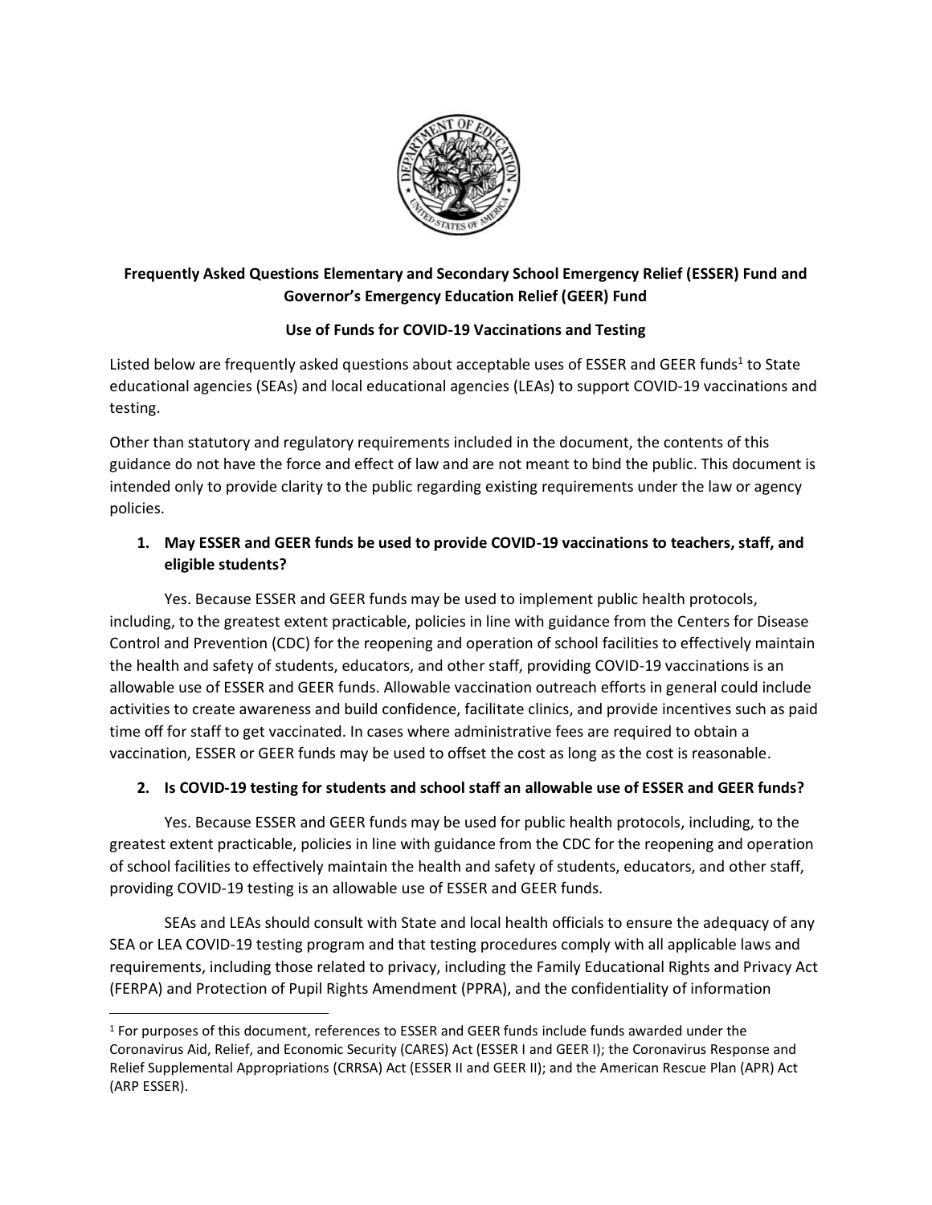**Frequently Asked Questions Elementary and Secondary School Emergency Relief (ESSER) Fund and Governor's Emergency Education Relief (GEER) Fund**

**Use of Funds for COVID-19 Vaccinations and Testing**

Listed below are frequently asked questions about acceptable uses of ESSER and GEER funds[1] to State educational agencies (SEAs) and local educational agencies (LEAs) to support COVID-19 vaccinations and testing.

Other than statutory and regulatory requirements included in the document, the contents of this guidance do not have the force and effect of law and are not meant to bind the public. This document is intended only to provide clarity to the public regarding existing requirements under the law or agency policies.

1. **May ESSER and GEER funds be used to provide COVID-19 vaccinations to teachers, staff, and eligible students?**

Yes. Because ESSER and GEER funds may be used to implement public health protocols, including, to the greatest extent practicable, policies in line with guidance from the Centers for Disease Control and Prevention (CDC) for the reopening and operation of school facilities to effectively maintain the health and safety of students, educators, and other staff, providing COVID-19 vaccinations is an allowable use of ESSER and GEER funds. Allowable vaccination outreach efforts in general could include activities to create awareness and build confidence, facilitate clinics, and provide incentives such as paid time off for staff to get vaccinated. In cases where administrative fees are required to obtain a vaccination, ESSER or GEER funds may be used to offset the cost as long as the cost is reasonable.

2. **Is COVID-19 testing for students and school staff an allowable use of ESSER and GEER funds?**

Yes. Because ESSER and GEER funds may be used for public health protocols, including, to the greatest extent practicable, policies in line with guidance from the CDC for the reopening and operation of school facilities to effectively maintain the health and safety of students, educators, and other staff, providing COVID-19 testing is an allowable use of ESSER and GEER funds.

SEAs and LEAs should consult with State and local health officials to ensure the adequacy of any SEA or LEA COVID-19 testing program and that testing procedures comply with all applicable laws and requirements, including those related to privacy, including the Family Educational Rights and Privacy Act (FERPA) and Protection of Pupil Rights Amendment (PPRA), and the confidentiality of information

---

[1] For purposes of this document, references to ESSER and GEER funds include funds awarded under the Coronavirus Aid, Relief, and Economic Security (CARES) Act (ESSER I and GEER I); the Coronavirus Response and Relief Supplemental Appropriations (CRRSA) Act (ESSER II and GEER II); and the American Rescue Plan (APR) Act (ARP ESSER).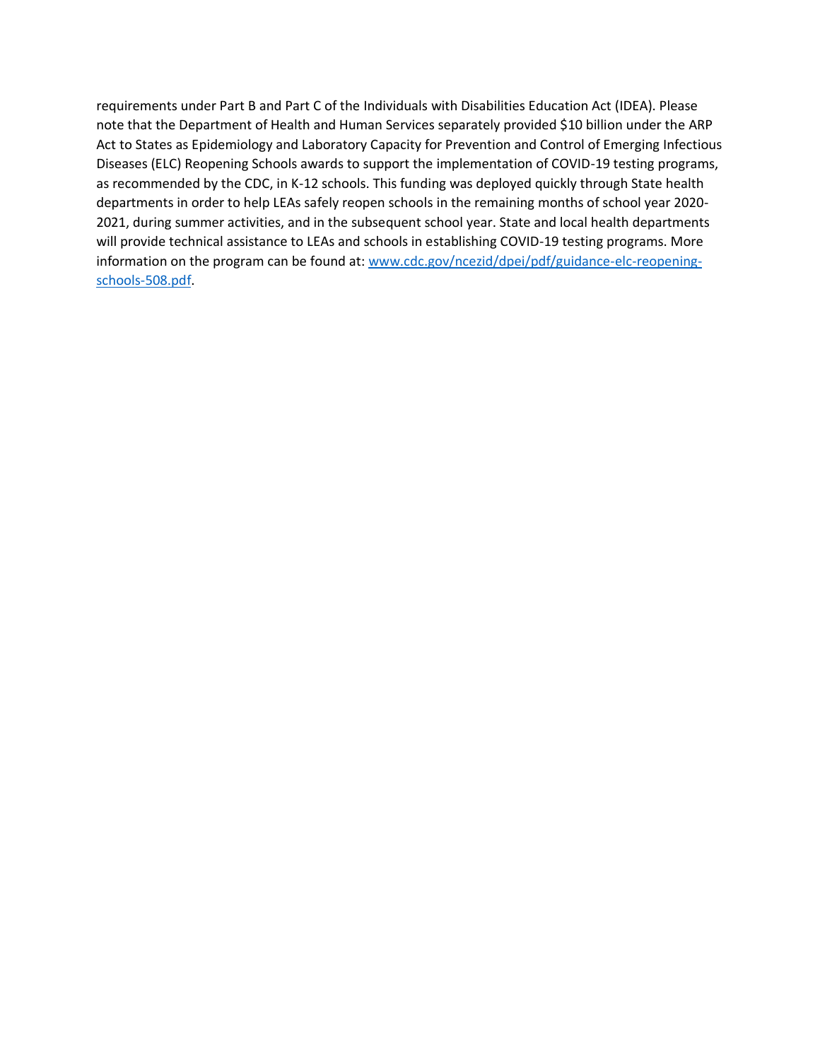requirements under Part B and Part C of the Individuals with Disabilities Education Act (IDEA). Please note that the Department of Health and Human Services separately provided $10 billion under the ARP Act to States as Epidemiology and Laboratory Capacity for Prevention and Control of Emerging Infectious Diseases (ELC) Reopening Schools awards to support the implementation of COVID-19 testing programs, as recommended by the CDC, in K-12 schools. This funding was deployed quickly through State health departments in order to help LEAs safely reopen schools in the remaining months of school year 2020-2021, during summer activities, and in the subsequent school year. State and local health departments will provide technical assistance to LEAs and schools in establishing COVID-19 testing programs. More information on the program can be found at: [www.cdc.gov/ncezid/dpei/pdf/guidance-elc-reopening-schools-508.pdf](www.cdc.gov/ncezid/dpei/pdf/guidance-elc-reopening-schools-508.pdf).